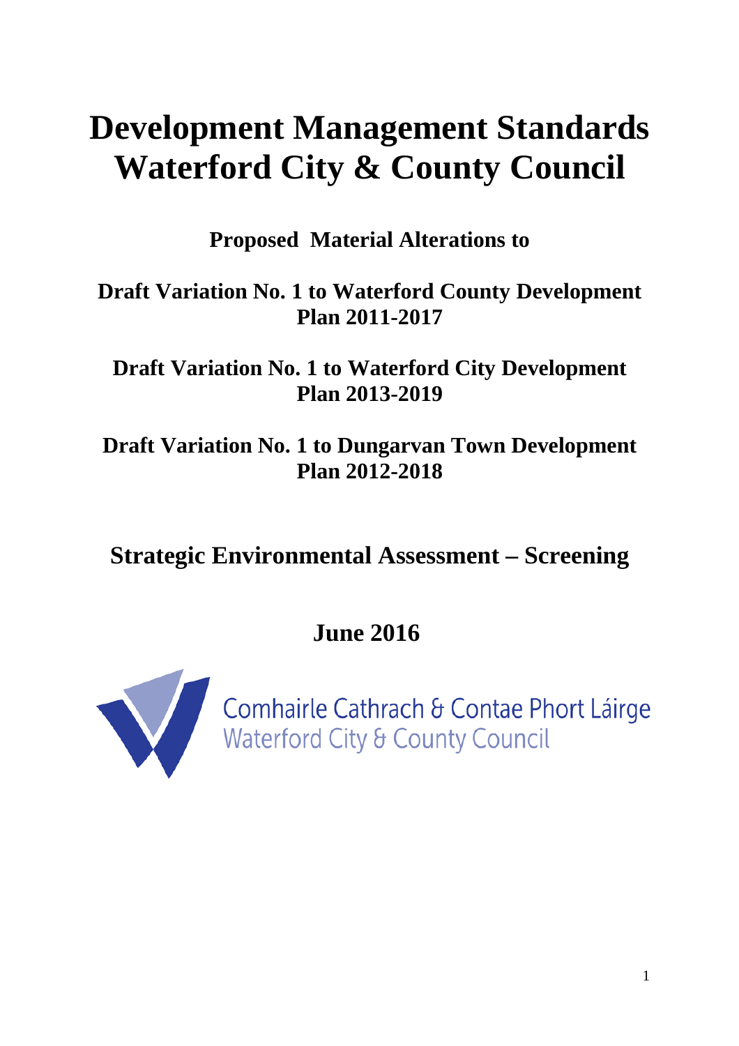# Development Management Standards Waterford City & County Council

**Proposed Material Alterations to**

**Draft Variation No. 1 to Waterford County Development Plan 2011-2017**

**Draft Variation No. 1 to Waterford City Development Plan 2013-2019**

**Draft Variation No. 1 to Dungarvan Town Development Plan 2012-2018**

## Strategic Environmental Assessment – Screening

**June 2016**

Comhairle Cathrach & Contae Phort Láirge
Waterford City & County Council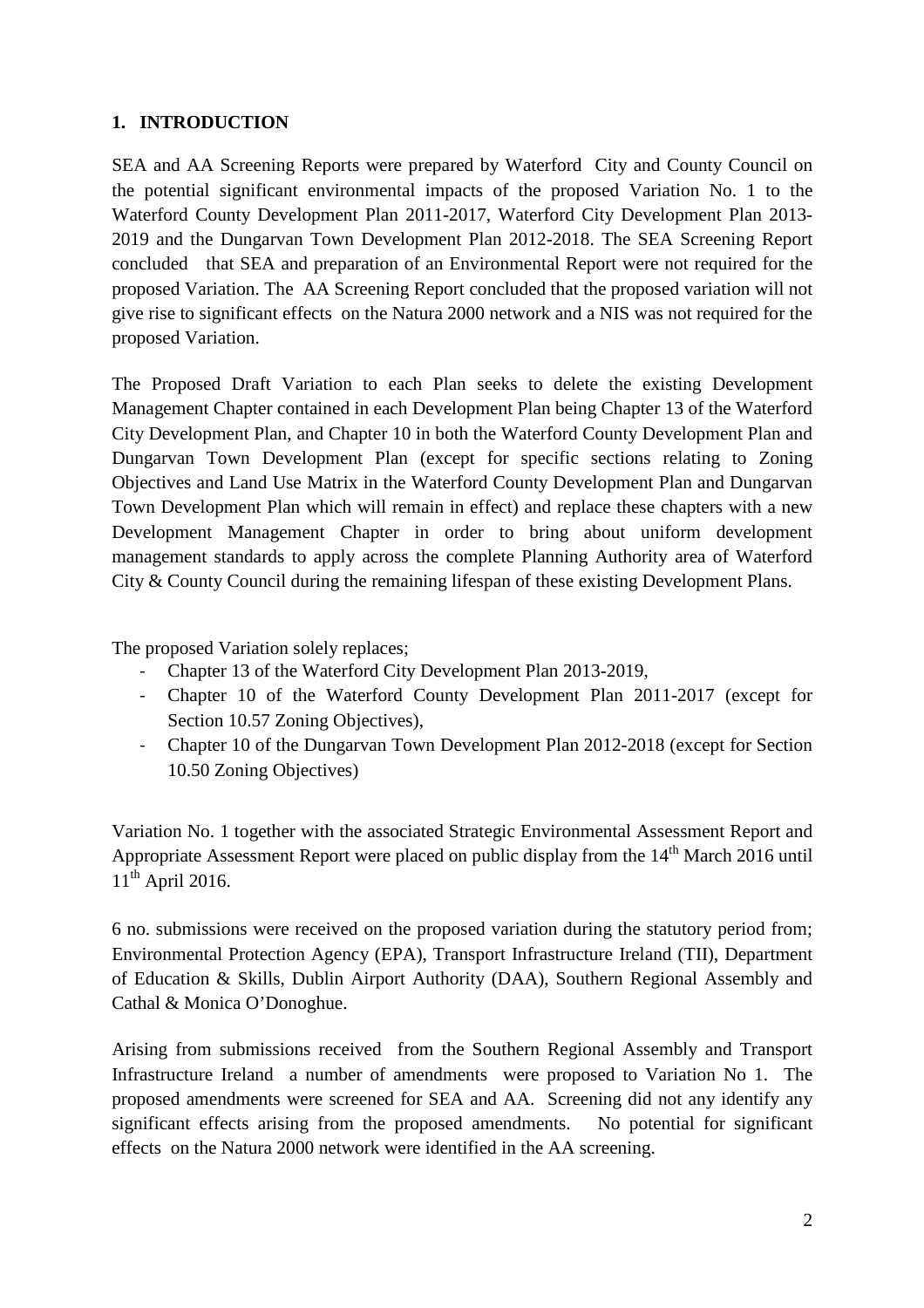## 1. INTRODUCTION

SEA and AA Screening Reports were prepared by Waterford City and County Council on the potential significant environmental impacts of the proposed Variation No. 1 to the Waterford County Development Plan 2011-2017, Waterford City Development Plan 2013-2019 and the Dungarvan Town Development Plan 2012-2018. The SEA Screening Report concluded that SEA and preparation of an Environmental Report were not required for the proposed Variation. The AA Screening Report concluded that the proposed variation will not give rise to significant effects on the Natura 2000 network and a NIS was not required for the proposed Variation.

The Proposed Draft Variation to each Plan seeks to delete the existing Development Management Chapter contained in each Development Plan being Chapter 13 of the Waterford City Development Plan, and Chapter 10 in both the Waterford County Development Plan and Dungarvan Town Development Plan (except for specific sections relating to Zoning Objectives and Land Use Matrix in the Waterford County Development Plan and Dungarvan Town Development Plan which will remain in effect) and replace these chapters with a new Development Management Chapter in order to bring about uniform development management standards to apply across the complete Planning Authority area of Waterford City & County Council during the remaining lifespan of these existing Development Plans.

The proposed Variation solely replaces;

- Chapter 13 of the Waterford City Development Plan 2013-2019,
- Chapter 10 of the Waterford County Development Plan 2011-2017 (except for Section 10.57 Zoning Objectives),
- Chapter 10 of the Dungarvan Town Development Plan 2012-2018 (except for Section 10.50 Zoning Objectives)

Variation No. 1 together with the associated Strategic Environmental Assessment Report and Appropriate Assessment Report were placed on public display from the 14th March 2016 until 11th April 2016.

6 no. submissions were received on the proposed variation during the statutory period from; Environmental Protection Agency (EPA), Transport Infrastructure Ireland (TII), Department of Education & Skills, Dublin Airport Authority (DAA), Southern Regional Assembly and Cathal & Monica O'Donoghue.

Arising from submissions received from the Southern Regional Assembly and Transport Infrastructure Ireland a number of amendments were proposed to Variation No 1. The proposed amendments were screened for SEA and AA. Screening did not any identify any significant effects arising from the proposed amendments. No potential for significant effects on the Natura 2000 network were identified in the AA screening.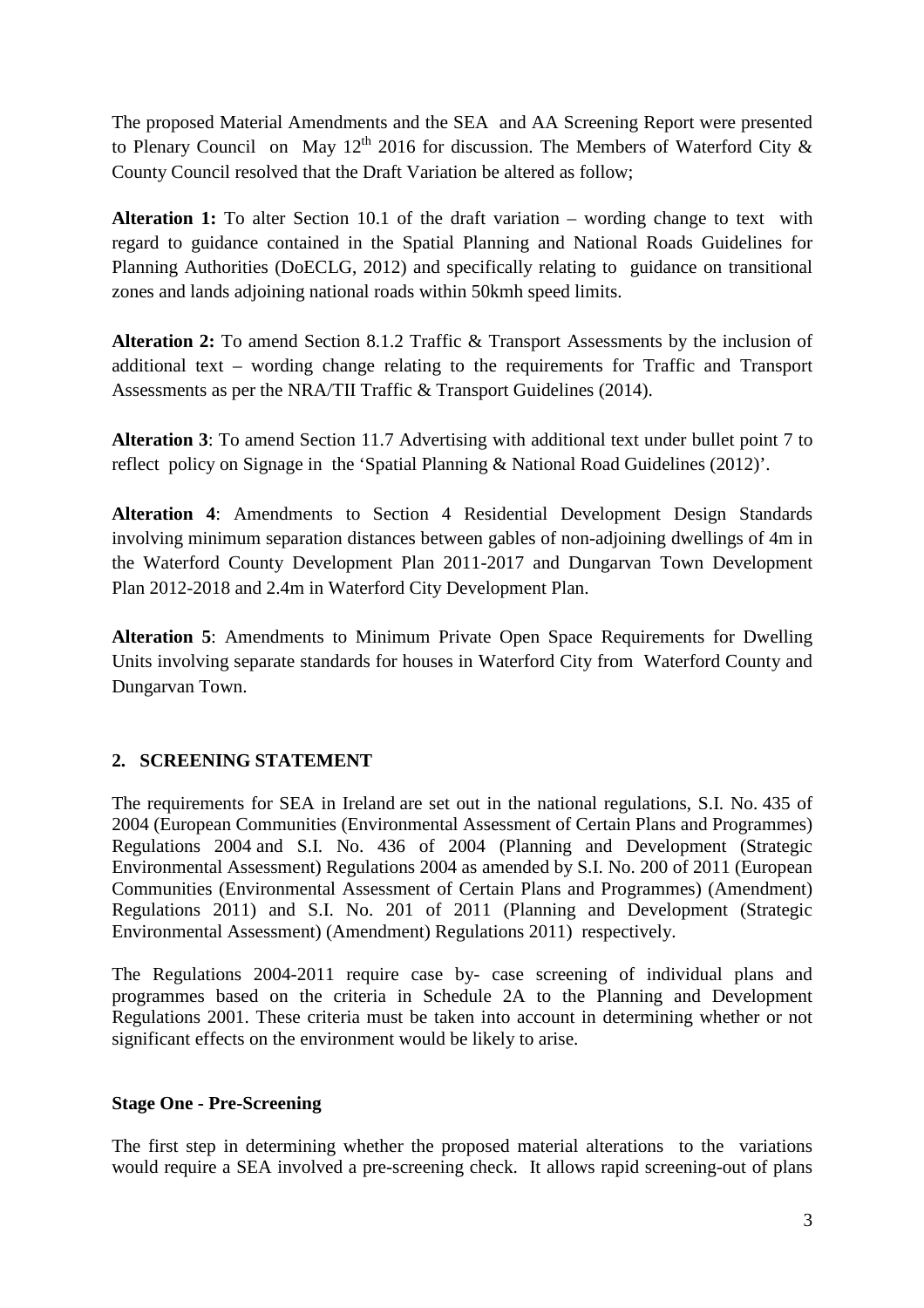The proposed Material Amendments and the SEA and AA Screening Report were presented to Plenary Council on May 12th 2016 for discussion. The Members of Waterford City & County Council resolved that the Draft Variation be altered as follow;

**Alteration 1:** To alter Section 10.1 of the draft variation – wording change to text with regard to guidance contained in the Spatial Planning and National Roads Guidelines for Planning Authorities (DoECLG, 2012) and specifically relating to guidance on transitional zones and lands adjoining national roads within 50kmh speed limits.

**Alteration 2:** To amend Section 8.1.2 Traffic & Transport Assessments by the inclusion of additional text – wording change relating to the requirements for Traffic and Transport Assessments as per the NRA/TII Traffic & Transport Guidelines (2014).

**Alteration 3**: To amend Section 11.7 Advertising with additional text under bullet point 7 to reflect policy on Signage in the 'Spatial Planning & National Road Guidelines (2012)'.

**Alteration 4**: Amendments to Section 4 Residential Development Design Standards involving minimum separation distances between gables of non-adjoining dwellings of 4m in the Waterford County Development Plan 2011-2017 and Dungarvan Town Development Plan 2012-2018 and 2.4m in Waterford City Development Plan.

**Alteration 5**: Amendments to Minimum Private Open Space Requirements for Dwelling Units involving separate standards for houses in Waterford City from Waterford County and Dungarvan Town.

## 2. SCREENING STATEMENT

The requirements for SEA in Ireland are set out in the national regulations, S.I. No. 435 of 2004 (European Communities (Environmental Assessment of Certain Plans and Programmes) Regulations 2004 and S.I. No. 436 of 2004 (Planning and Development (Strategic Environmental Assessment) Regulations 2004 as amended by S.I. No. 200 of 2011 (European Communities (Environmental Assessment of Certain Plans and Programmes) (Amendment) Regulations 2011) and S.I. No. 201 of 2011 (Planning and Development (Strategic Environmental Assessment) (Amendment) Regulations 2011) respectively.

The Regulations 2004-2011 require case by- case screening of individual plans and programmes based on the criteria in Schedule 2A to the Planning and Development Regulations 2001. These criteria must be taken into account in determining whether or not significant effects on the environment would be likely to arise.

### Stage One - Pre-Screening

The first step in determining whether the proposed material alterations to the variations would require a SEA involved a pre-screening check. It allows rapid screening-out of plans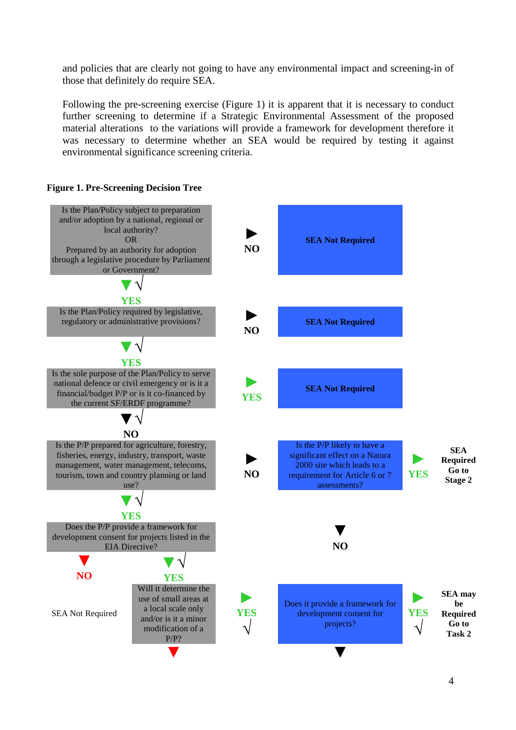and policies that are clearly not going to have any environmental impact and screening-in of those that definitely do require SEA.

Following the pre-screening exercise (Figure 1) it is apparent that it is necessary to conduct further screening to determine if a Strategic Environmental Assessment of the proposed material alterations to the variations will provide a framework for development therefore it was necessary to determine whether an SEA would be required by testing it against environmental significance screening criteria.

**Figure 1. Pre-Screening Decision Tree**

Is the Plan/Policy subject to preparation and/or adoption by a national, regional or local authority?
OR
Prepared by an authority for adoption through a legislative procedure by Parliament or Government?

► NO → **SEA Not Required**

▼ √ YES

Is the Plan/Policy required by legislative, regulatory or administrative provisions?

► NO → **SEA Not Required**

▼ √ YES

Is the sole purpose of the Plan/Policy to serve national defence or civil emergency or is it a financial/budget P/P or is it co-financed by the current SF/ERDF programme?

► YES → **SEA Not Required**

▼ √ NO

Is the P/P prepared for agriculture, forestry, fisheries, energy, industry, transport, waste management, water management, telecoms, tourism, town and country planning or land use?

► NO → Is the P/P likely to have a significant effect on a Natura 2000 site which leads to a requirement for Article 6 or 7 assessments?

► YES → **SEA Required Go to Stage 2**

▼ NO → Does it provide a framework for development consent for projects?

► YES √ → **SEA may be Required Go to Task 2**

▼

▼ √ YES

Does the P/P provide a framework for development consent for projects listed in the EIA Directive?

▼ NO → SEA Not Required

▼ √ YES

Will it determine the use of small areas at a local scale only and/or is it a minor modification of a P/P?

► YES √ → Does it provide a framework for development consent for projects?

▼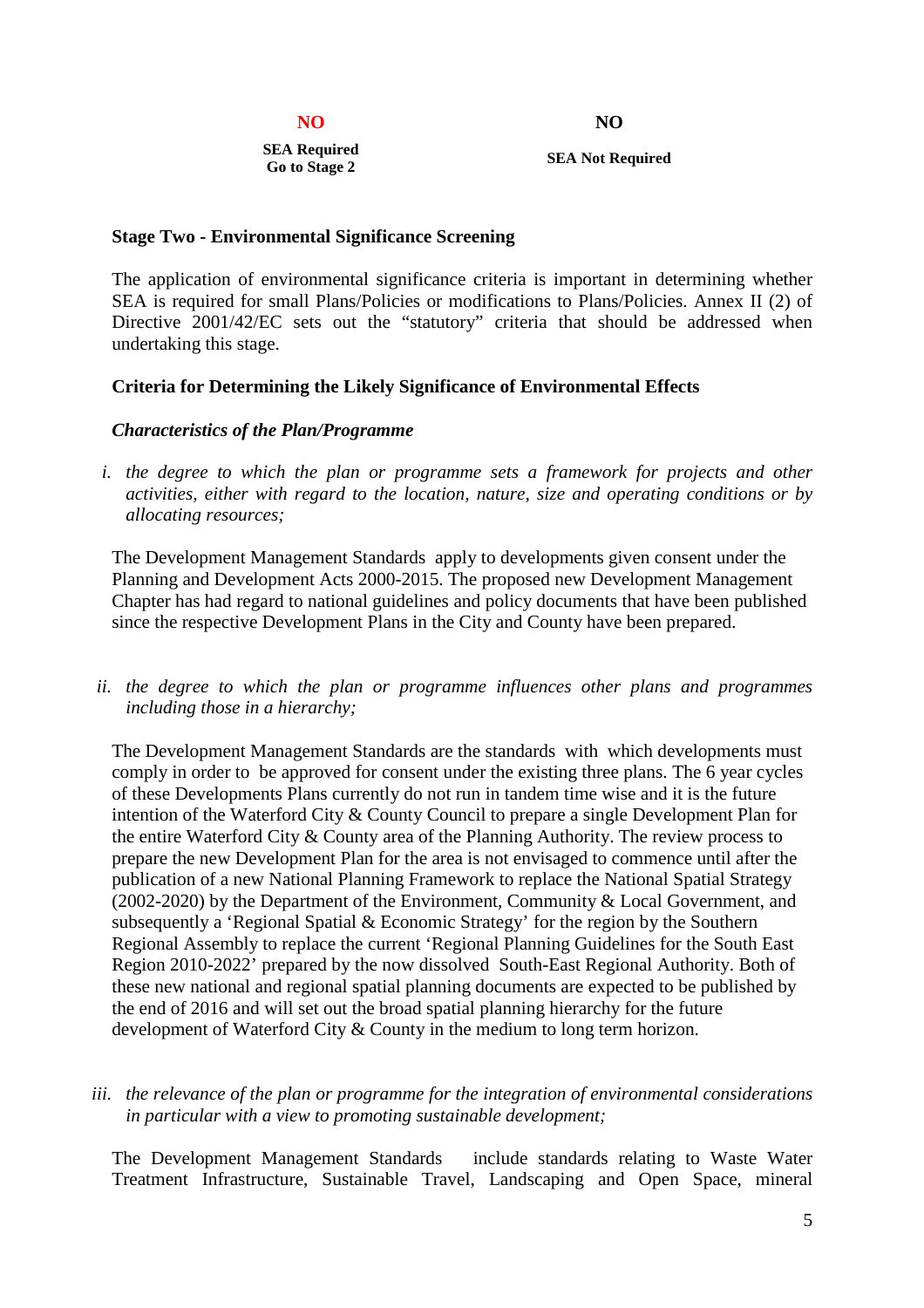| **NO** | **NO** |
|---|---|
| **SEA Required Go to Stage 2** | **SEA Not Required** |

**Stage Two - Environmental Significance Screening**

The application of environmental significance criteria is important in determining whether SEA is required for small Plans/Policies or modifications to Plans/Policies. Annex II (2) of Directive 2001/42/EC sets out the "statutory" criteria that should be addressed when undertaking this stage.

**Criteria for Determining the Likely Significance of Environmental Effects**

***Characteristics of the Plan/Programme***

i. *the degree to which the plan or programme sets a framework for projects and other activities, either with regard to the location, nature, size and operating conditions or by allocating resources;*

The Development Management Standards apply to developments given consent under the Planning and Development Acts 2000-2015. The proposed new Development Management Chapter has had regard to national guidelines and policy documents that have been published since the respective Development Plans in the City and County have been prepared.

ii. *the degree to which the plan or programme influences other plans and programmes including those in a hierarchy;*

The Development Management Standards are the standards with which developments must comply in order to be approved for consent under the existing three plans. The 6 year cycles of these Developments Plans currently do not run in tandem time wise and it is the future intention of the Waterford City & County Council to prepare a single Development Plan for the entire Waterford City & County area of the Planning Authority. The review process to prepare the new Development Plan for the area is not envisaged to commence until after the publication of a new National Planning Framework to replace the National Spatial Strategy (2002-2020) by the Department of the Environment, Community & Local Government, and subsequently a 'Regional Spatial & Economic Strategy' for the region by the Southern Regional Assembly to replace the current 'Regional Planning Guidelines for the South East Region 2010-2022' prepared by the now dissolved South-East Regional Authority. Both of these new national and regional spatial planning documents are expected to be published by the end of 2016 and will set out the broad spatial planning hierarchy for the future development of Waterford City & County in the medium to long term horizon.

iii. *the relevance of the plan or programme for the integration of environmental considerations in particular with a view to promoting sustainable development;*

The Development Management Standards include standards relating to Waste Water Treatment Infrastructure, Sustainable Travel, Landscaping and Open Space, mineral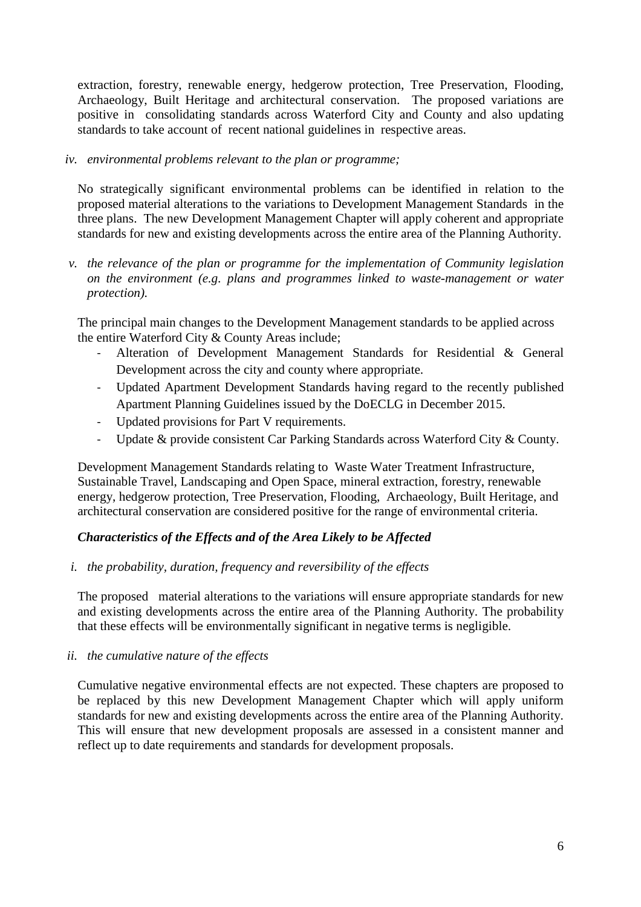extraction, forestry, renewable energy, hedgerow protection, Tree Preservation, Flooding, Archaeology, Built Heritage and architectural conservation. The proposed variations are positive in consolidating standards across Waterford City and County and also updating standards to take account of recent national guidelines in respective areas.

*iv. environmental problems relevant to the plan or programme;*

No strategically significant environmental problems can be identified in relation to the proposed material alterations to the variations to Development Management Standards in the three plans. The new Development Management Chapter will apply coherent and appropriate standards for new and existing developments across the entire area of the Planning Authority.

*v. the relevance of the plan or programme for the implementation of Community legislation on the environment (e.g. plans and programmes linked to waste-management or water protection).*

The principal main changes to the Development Management standards to be applied across the entire Waterford City & County Areas include;

- Alteration of Development Management Standards for Residential & General Development across the city and county where appropriate.
- Updated Apartment Development Standards having regard to the recently published Apartment Planning Guidelines issued by the DoECLG in December 2015.
- Updated provisions for Part V requirements.
- Update & provide consistent Car Parking Standards across Waterford City & County.

Development Management Standards relating to Waste Water Treatment Infrastructure, Sustainable Travel, Landscaping and Open Space, mineral extraction, forestry, renewable energy, hedgerow protection, Tree Preservation, Flooding, Archaeology, Built Heritage, and architectural conservation are considered positive for the range of environmental criteria.

***Characteristics of the Effects and of the Area Likely to be Affected***

*i. the probability, duration, frequency and reversibility of the effects*

The proposed material alterations to the variations will ensure appropriate standards for new and existing developments across the entire area of the Planning Authority. The probability that these effects will be environmentally significant in negative terms is negligible.

*ii. the cumulative nature of the effects*

Cumulative negative environmental effects are not expected. These chapters are proposed to be replaced by this new Development Management Chapter which will apply uniform standards for new and existing developments across the entire area of the Planning Authority. This will ensure that new development proposals are assessed in a consistent manner and reflect up to date requirements and standards for development proposals.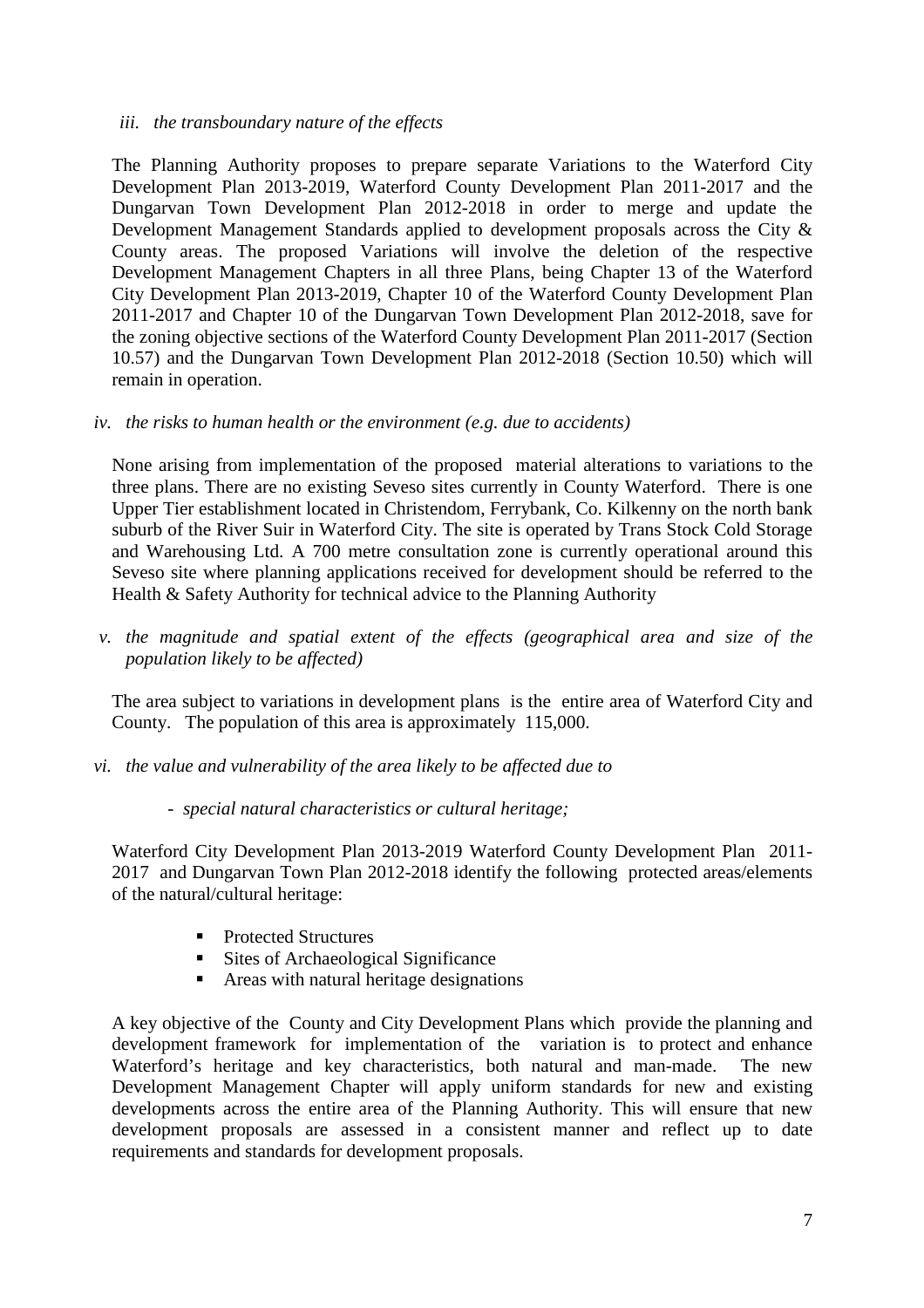*iii. the transboundary nature of the effects*

The Planning Authority proposes to prepare separate Variations to the Waterford City Development Plan 2013-2019, Waterford County Development Plan 2011-2017 and the Dungarvan Town Development Plan 2012-2018 in order to merge and update the Development Management Standards applied to development proposals across the City & County areas. The proposed Variations will involve the deletion of the respective Development Management Chapters in all three Plans, being Chapter 13 of the Waterford City Development Plan 2013-2019, Chapter 10 of the Waterford County Development Plan 2011-2017 and Chapter 10 of the Dungarvan Town Development Plan 2012-2018, save for the zoning objective sections of the Waterford County Development Plan 2011-2017 (Section 10.57) and the Dungarvan Town Development Plan 2012-2018 (Section 10.50) which will remain in operation.

*iv. the risks to human health or the environment (e.g. due to accidents)*

None arising from implementation of the proposed material alterations to variations to the three plans. There are no existing Seveso sites currently in County Waterford. There is one Upper Tier establishment located in Christendom, Ferrybank, Co. Kilkenny on the north bank suburb of the River Suir in Waterford City. The site is operated by Trans Stock Cold Storage and Warehousing Ltd. A 700 metre consultation zone is currently operational around this Seveso site where planning applications received for development should be referred to the Health & Safety Authority for technical advice to the Planning Authority

*v. the magnitude and spatial extent of the effects (geographical area and size of the population likely to be affected)*

The area subject to variations in development plans is the entire area of Waterford City and County. The population of this area is approximately 115,000.

*vi. the value and vulnerability of the area likely to be affected due to*

- *special natural characteristics or cultural heritage;*

Waterford City Development Plan 2013-2019 Waterford County Development Plan 2011-2017 and Dungarvan Town Plan 2012-2018 identify the following protected areas/elements of the natural/cultural heritage:

- Protected Structures
- Sites of Archaeological Significance
- Areas with natural heritage designations

A key objective of the County and City Development Plans which provide the planning and development framework for implementation of the variation is to protect and enhance Waterford's heritage and key characteristics, both natural and man-made. The new Development Management Chapter will apply uniform standards for new and existing developments across the entire area of the Planning Authority. This will ensure that new development proposals are assessed in a consistent manner and reflect up to date requirements and standards for development proposals.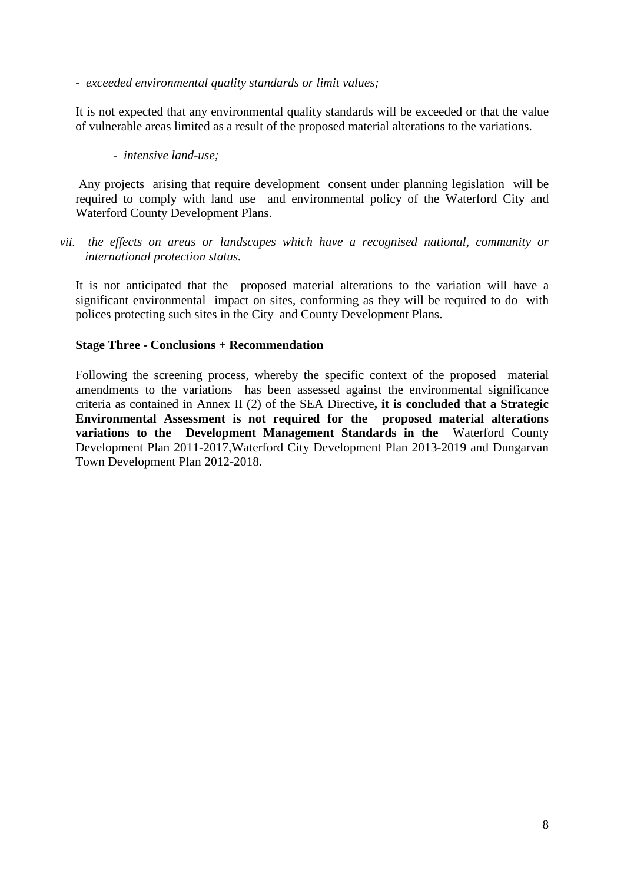- *exceeded environmental quality standards or limit values;*

It is not expected that any environmental quality standards will be exceeded or that the value of vulnerable areas limited as a result of the proposed material alterations to the variations.

- *intensive land-use;*

Any projects arising that require development consent under planning legislation will be required to comply with land use and environmental policy of the Waterford City and Waterford County Development Plans.

*vii. the effects on areas or landscapes which have a recognised national, community or international protection status.*

It is not anticipated that the proposed material alterations to the variation will have a significant environmental impact on sites, conforming as they will be required to do with polices protecting such sites in the City and County Development Plans.

**Stage Three - Conclusions + Recommendation**

Following the screening process, whereby the specific context of the proposed material amendments to the variations has been assessed against the environmental significance criteria as contained in Annex II (2) of the SEA Directive**, it is concluded that a Strategic Environmental Assessment is not required for the proposed material alterations variations to the Development Management Standards in the** Waterford County Development Plan 2011-2017,Waterford City Development Plan 2013-2019 and Dungarvan Town Development Plan 2012-2018.